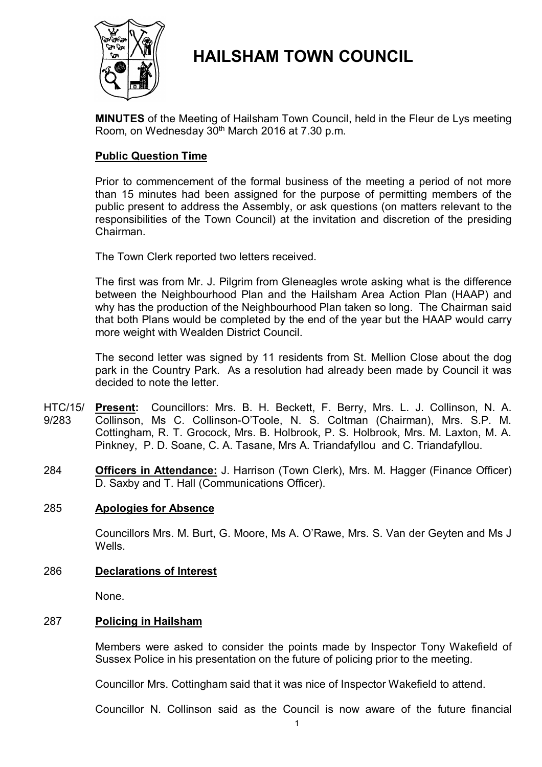# HAILSHAM TOWN COUNCIL

**MINUTES** of the Meeting of Hailsham Town Council, held in the Fleur de Lys meeting Room, on Wednesday 30th March 2016 at 7.30 p.m.

## Public Question Time

Prior to commencement of the formal business of the meeting a period of not more than 15 minutes had been assigned for the purpose of permitting members of the public present to address the Assembly, or ask questions (on matters relevant to the responsibilities of the Town Council) at the invitation and discretion of the presiding Chairman.

The Town Clerk reported two letters received.

The first was from Mr. J. Pilgrim from Gleneagles wrote asking what is the difference between the Neighbourhood Plan and the Hailsham Area Action Plan (HAAP) and why has the production of the Neighbourhood Plan taken so long. The Chairman said that both Plans would be completed by the end of the year but the HAAP would carry more weight with Wealden District Council.

The second letter was signed by 11 residents from St. Mellion Close about the dog park in the Country Park. As a resolution had already been made by Council it was decided to note the letter.

HTC/15/9/283 **Present:** Councillors: Mrs. B. H. Beckett, F. Berry, Mrs. L. J. Collinson, N. A. Collinson, Ms C. Collinson-O'Toole, N. S. Coltman (Chairman), Mrs. S.P. M. Cottingham, R. T. Grocock, Mrs. B. Holbrook, P. S. Holbrook, Mrs. M. Laxton, M. A. Pinkney, P. D. Soane, C. A. Tasane, Mrs A. Triandafyllou and C. Triandafyllou.

284 **Officers in Attendance:** J. Harrison (Town Clerk), Mrs. M. Hagger (Finance Officer) D. Saxby and T. Hall (Communications Officer).

## 285 Apologies for Absence

Councillors Mrs. M. Burt, G. Moore, Ms A. O'Rawe, Mrs. S. Van der Geyten and Ms J Wells.

## 286 Declarations of Interest

None.

## 287 Policing in Hailsham

Members were asked to consider the points made by Inspector Tony Wakefield of Sussex Police in his presentation on the future of policing prior to the meeting.

Councillor Mrs. Cottingham said that it was nice of Inspector Wakefield to attend.

Councillor N. Collinson said as the Council is now aware of the future financial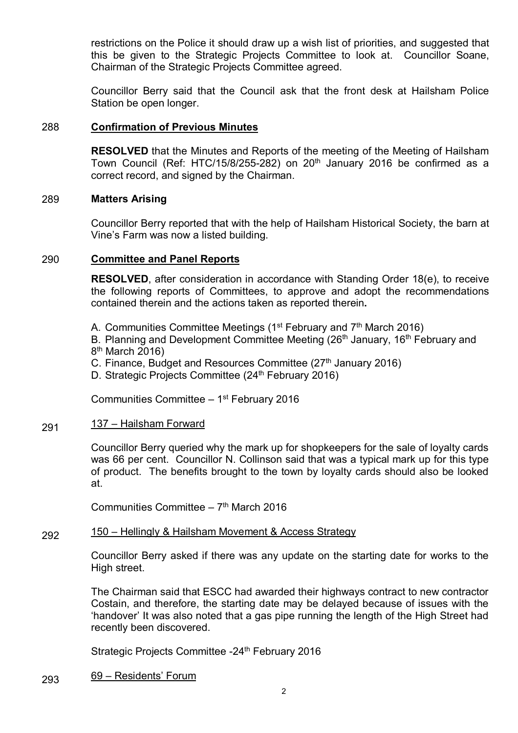restrictions on the Police it should draw up a wish list of priorities, and suggested that this be given to the Strategic Projects Committee to look at. Councillor Soane, Chairman of the Strategic Projects Committee agreed.

Councillor Berry said that the Council ask that the front desk at Hailsham Police Station be open longer.

## 288 Confirmation of Previous Minutes

**RESOLVED** that the Minutes and Reports of the meeting of the Meeting of Hailsham Town Council (Ref: HTC/15/8/255-282) on 20th January 2016 be confirmed as a correct record, and signed by the Chairman.

## 289 Matters Arising

Councillor Berry reported that with the help of Hailsham Historical Society, the barn at Vine's Farm was now a listed building.

## 290 Committee and Panel Reports

**RESOLVED**, after consideration in accordance with Standing Order 18(e), to receive the following reports of Committees, to approve and adopt the recommendations contained therein and the actions taken as reported therein**.**

A. Communities Committee Meetings (1st February and 7th March 2016)
B. Planning and Development Committee Meeting (26th January, 16th February and 8th March 2016)
C. Finance, Budget and Resources Committee (27th January 2016)
D. Strategic Projects Committee (24th February 2016)

Communities Committee – 1st February 2016

## 291 137 – Hailsham Forward

Councillor Berry queried why the mark up for shopkeepers for the sale of loyalty cards was 66 per cent. Councillor N. Collinson said that was a typical mark up for this type of product. The benefits brought to the town by loyalty cards should also be looked at.

Communities Committee – 7th March 2016

## 292 150 – Hellingly & Hailsham Movement & Access Strategy

Councillor Berry asked if there was any update on the starting date for works to the High street.

The Chairman said that ESCC had awarded their highways contract to new contractor Costain, and therefore, the starting date may be delayed because of issues with the 'handover' It was also noted that a gas pipe running the length of the High Street had recently been discovered.

Strategic Projects Committee -24th February 2016

## 293 69 – Residents' Forum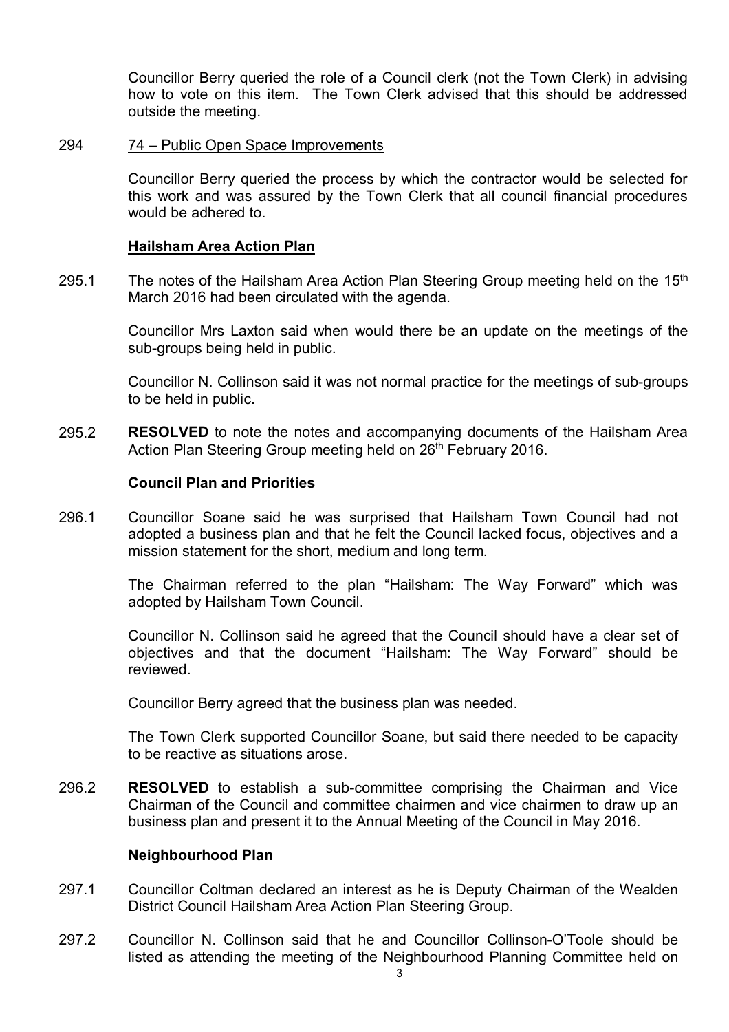Councillor Berry queried the role of a Council clerk (not the Town Clerk) in advising how to vote on this item. The Town Clerk advised that this should be addressed outside the meeting.

294 74 – Public Open Space Improvements

Councillor Berry queried the process by which the contractor would be selected for this work and was assured by the Town Clerk that all council financial procedures would be adhered to.

**Hailsham Area Action Plan**

295.1 The notes of the Hailsham Area Action Plan Steering Group meeting held on the 15th March 2016 had been circulated with the agenda.

Councillor Mrs Laxton said when would there be an update on the meetings of the sub-groups being held in public.

Councillor N. Collinson said it was not normal practice for the meetings of sub-groups to be held in public.

295.2 **RESOLVED** to note the notes and accompanying documents of the Hailsham Area Action Plan Steering Group meeting held on 26th February 2016.

**Council Plan and Priorities**

296.1 Councillor Soane said he was surprised that Hailsham Town Council had not adopted a business plan and that he felt the Council lacked focus, objectives and a mission statement for the short, medium and long term.

The Chairman referred to the plan "Hailsham: The Way Forward" which was adopted by Hailsham Town Council.

Councillor N. Collinson said he agreed that the Council should have a clear set of objectives and that the document "Hailsham: The Way Forward" should be reviewed.

Councillor Berry agreed that the business plan was needed.

The Town Clerk supported Councillor Soane, but said there needed to be capacity to be reactive as situations arose.

296.2 **RESOLVED** to establish a sub-committee comprising the Chairman and Vice Chairman of the Council and committee chairmen and vice chairmen to draw up an business plan and present it to the Annual Meeting of the Council in May 2016.

**Neighbourhood Plan**

297.1 Councillor Coltman declared an interest as he is Deputy Chairman of the Wealden District Council Hailsham Area Action Plan Steering Group.

297.2 Councillor N. Collinson said that he and Councillor Collinson-O'Toole should be listed as attending the meeting of the Neighbourhood Planning Committee held on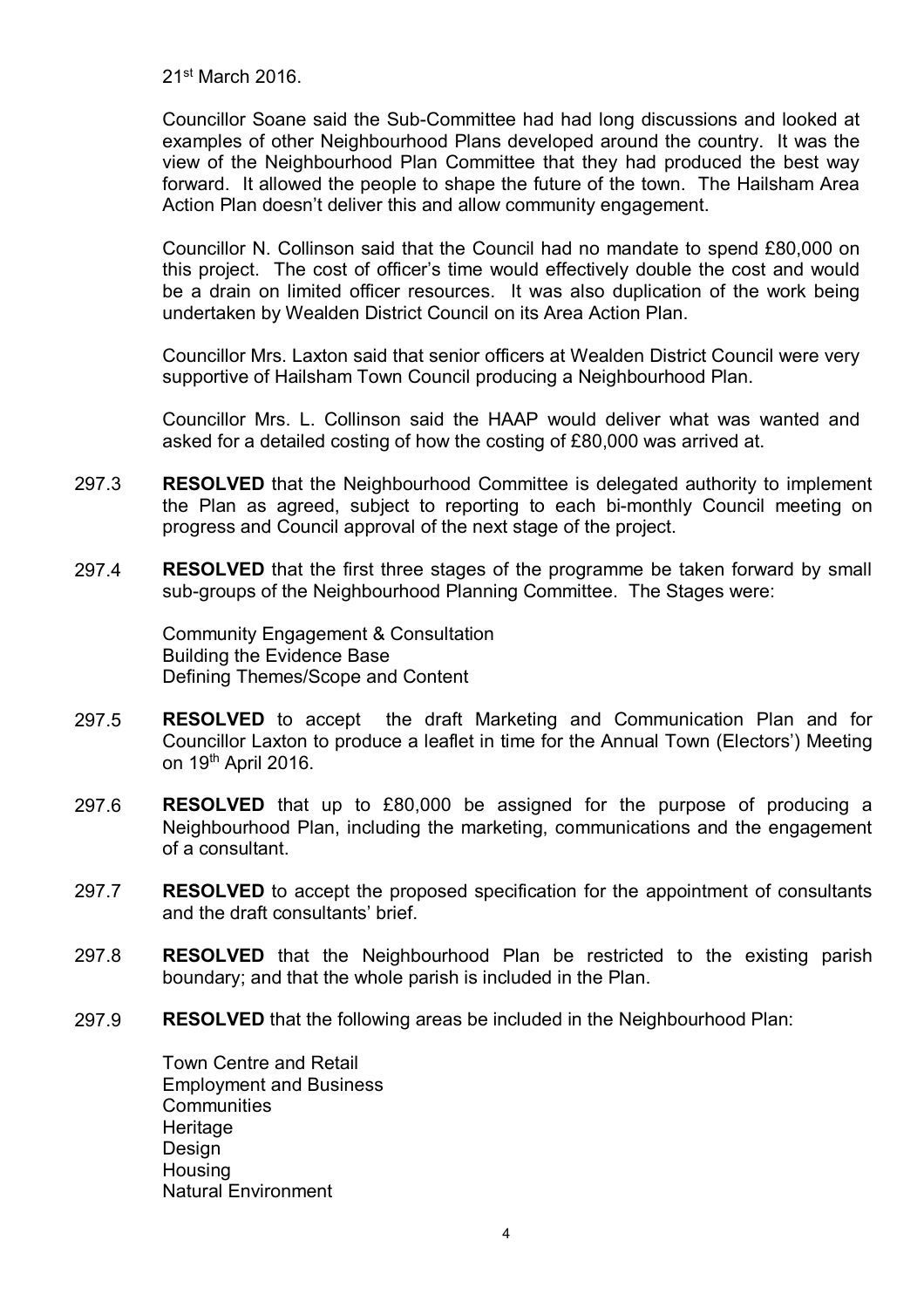21st March 2016.

Councillor Soane said the Sub-Committee had had long discussions and looked at examples of other Neighbourhood Plans developed around the country. It was the view of the Neighbourhood Plan Committee that they had produced the best way forward. It allowed the people to shape the future of the town. The Hailsham Area Action Plan doesn't deliver this and allow community engagement.

Councillor N. Collinson said that the Council had no mandate to spend £80,000 on this project. The cost of officer's time would effectively double the cost and would be a drain on limited officer resources. It was also duplication of the work being undertaken by Wealden District Council on its Area Action Plan.

Councillor Mrs. Laxton said that senior officers at Wealden District Council were very supportive of Hailsham Town Council producing a Neighbourhood Plan.

Councillor Mrs. L. Collinson said the HAAP would deliver what was wanted and asked for a detailed costing of how the costing of £80,000 was arrived at.

297.3 **RESOLVED** that the Neighbourhood Committee is delegated authority to implement the Plan as agreed, subject to reporting to each bi-monthly Council meeting on progress and Council approval of the next stage of the project.

297.4 **RESOLVED** that the first three stages of the programme be taken forward by small sub-groups of the Neighbourhood Planning Committee. The Stages were:

Community Engagement & Consultation
Building the Evidence Base
Defining Themes/Scope and Content

297.5 **RESOLVED** to accept the draft Marketing and Communication Plan and for Councillor Laxton to produce a leaflet in time for the Annual Town (Electors') Meeting on 19th April 2016.

297.6 **RESOLVED** that up to £80,000 be assigned for the purpose of producing a Neighbourhood Plan, including the marketing, communications and the engagement of a consultant.

297.7 **RESOLVED** to accept the proposed specification for the appointment of consultants and the draft consultants' brief.

297.8 **RESOLVED** that the Neighbourhood Plan be restricted to the existing parish boundary; and that the whole parish is included in the Plan.

297.9 **RESOLVED** that the following areas be included in the Neighbourhood Plan:

Town Centre and Retail
Employment and Business
Communities
Heritage
Design
Housing
Natural Environment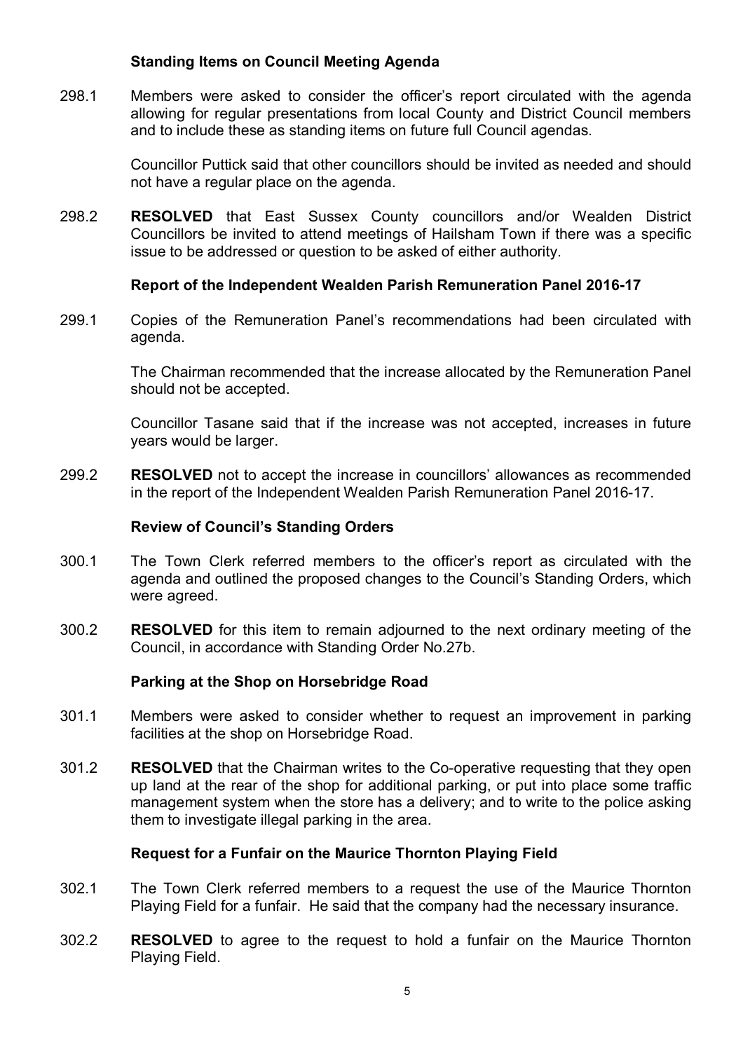### Standing Items on Council Meeting Agenda

298.1 Members were asked to consider the officer's report circulated with the agenda allowing for regular presentations from local County and District Council members and to include these as standing items on future full Council agendas.

Councillor Puttick said that other councillors should be invited as needed and should not have a regular place on the agenda.

298.2 **RESOLVED** that East Sussex County councillors and/or Wealden District Councillors be invited to attend meetings of Hailsham Town if there was a specific issue to be addressed or question to be asked of either authority.

### Report of the Independent Wealden Parish Remuneration Panel 2016-17

299.1 Copies of the Remuneration Panel's recommendations had been circulated with agenda.

The Chairman recommended that the increase allocated by the Remuneration Panel should not be accepted.

Councillor Tasane said that if the increase was not accepted, increases in future years would be larger.

299.2 **RESOLVED** not to accept the increase in councillors' allowances as recommended in the report of the Independent Wealden Parish Remuneration Panel 2016-17.

### Review of Council's Standing Orders

300.1 The Town Clerk referred members to the officer's report as circulated with the agenda and outlined the proposed changes to the Council's Standing Orders, which were agreed.

300.2 **RESOLVED** for this item to remain adjourned to the next ordinary meeting of the Council, in accordance with Standing Order No.27b.

### Parking at the Shop on Horsebridge Road

301.1 Members were asked to consider whether to request an improvement in parking facilities at the shop on Horsebridge Road.

301.2 **RESOLVED** that the Chairman writes to the Co-operative requesting that they open up land at the rear of the shop for additional parking, or put into place some traffic management system when the store has a delivery; and to write to the police asking them to investigate illegal parking in the area.

### Request for a Funfair on the Maurice Thornton Playing Field

302.1 The Town Clerk referred members to a request the use of the Maurice Thornton Playing Field for a funfair. He said that the company had the necessary insurance.

302.2 **RESOLVED** to agree to the request to hold a funfair on the Maurice Thornton Playing Field.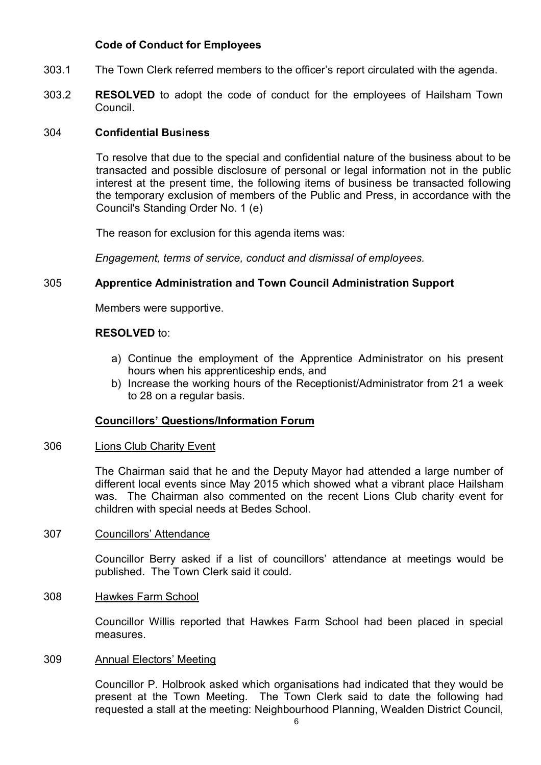**Code of Conduct for Employees**

303.1 The Town Clerk referred members to the officer's report circulated with the agenda.

303.2 **RESOLVED** to adopt the code of conduct for the employees of Hailsham Town Council.

304 **Confidential Business**

To resolve that due to the special and confidential nature of the business about to be transacted and possible disclosure of personal or legal information not in the public interest at the present time, the following items of business be transacted following the temporary exclusion of members of the Public and Press, in accordance with the Council's Standing Order No. 1 (e)

The reason for exclusion for this agenda items was:

*Engagement, terms of service, conduct and dismissal of employees.*

305 **Apprentice Administration and Town Council Administration Support**

Members were supportive.

**RESOLVED** to:

a) Continue the employment of the Apprentice Administrator on his present hours when his apprenticeship ends, and
b) Increase the working hours of the Receptionist/Administrator from 21 a week to 28 on a regular basis.

**Councillors' Questions/Information Forum**

306 Lions Club Charity Event

The Chairman said that he and the Deputy Mayor had attended a large number of different local events since May 2015 which showed what a vibrant place Hailsham was. The Chairman also commented on the recent Lions Club charity event for children with special needs at Bedes School.

307 Councillors' Attendance

Councillor Berry asked if a list of councillors' attendance at meetings would be published. The Town Clerk said it could.

308 Hawkes Farm School

Councillor Willis reported that Hawkes Farm School had been placed in special measures.

309 Annual Electors' Meeting

Councillor P. Holbrook asked which organisations had indicated that they would be present at the Town Meeting. The Town Clerk said to date the following had requested a stall at the meeting: Neighbourhood Planning, Wealden District Council,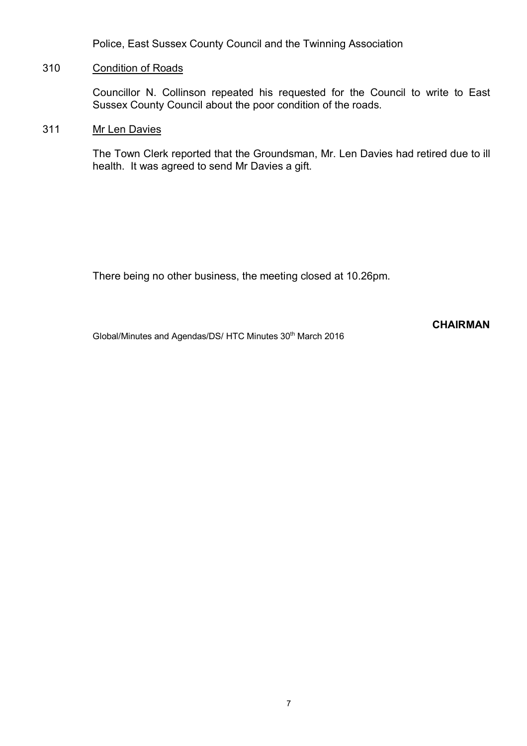Police, East Sussex County Council and the Twinning Association

310 Condition of Roads

Councillor N. Collinson repeated his requested for the Council to write to East Sussex County Council about the poor condition of the roads.

311 Mr Len Davies

The Town Clerk reported that the Groundsman, Mr. Len Davies had retired due to ill health. It was agreed to send Mr Davies a gift.

There being no other business, the meeting closed at 10.26pm.

**CHAIRMAN**

Global/Minutes and Agendas/DS/ HTC Minutes 30th March 2016